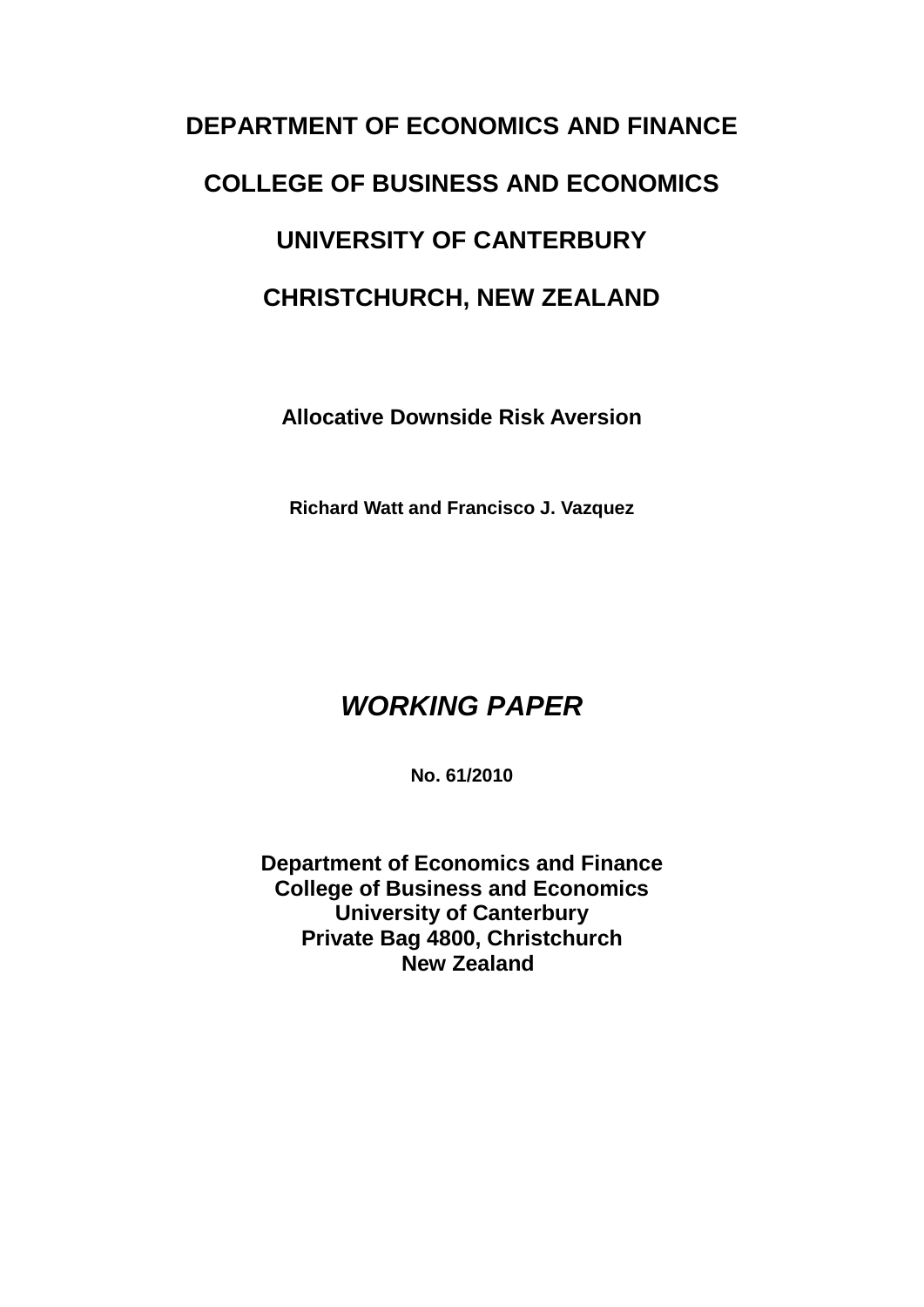**DEPARTMENT OF ECONOMICS AND FINANCE**

**COLLEGE OF BUSINESS AND ECONOMICS**

**UNIVERSITY OF CANTERBURY**

**CHRISTCHURCH, NEW ZEALAND**

# Allocative Downside Risk Aversion

**Richard Watt and Francisco J. Vazquez**

***WORKING PAPER***

**No. 61/2010**

**Department of Economics and Finance**
**College of Business and Economics**
**University of Canterbury**
**Private Bag 4800, Christchurch**
**New Zealand**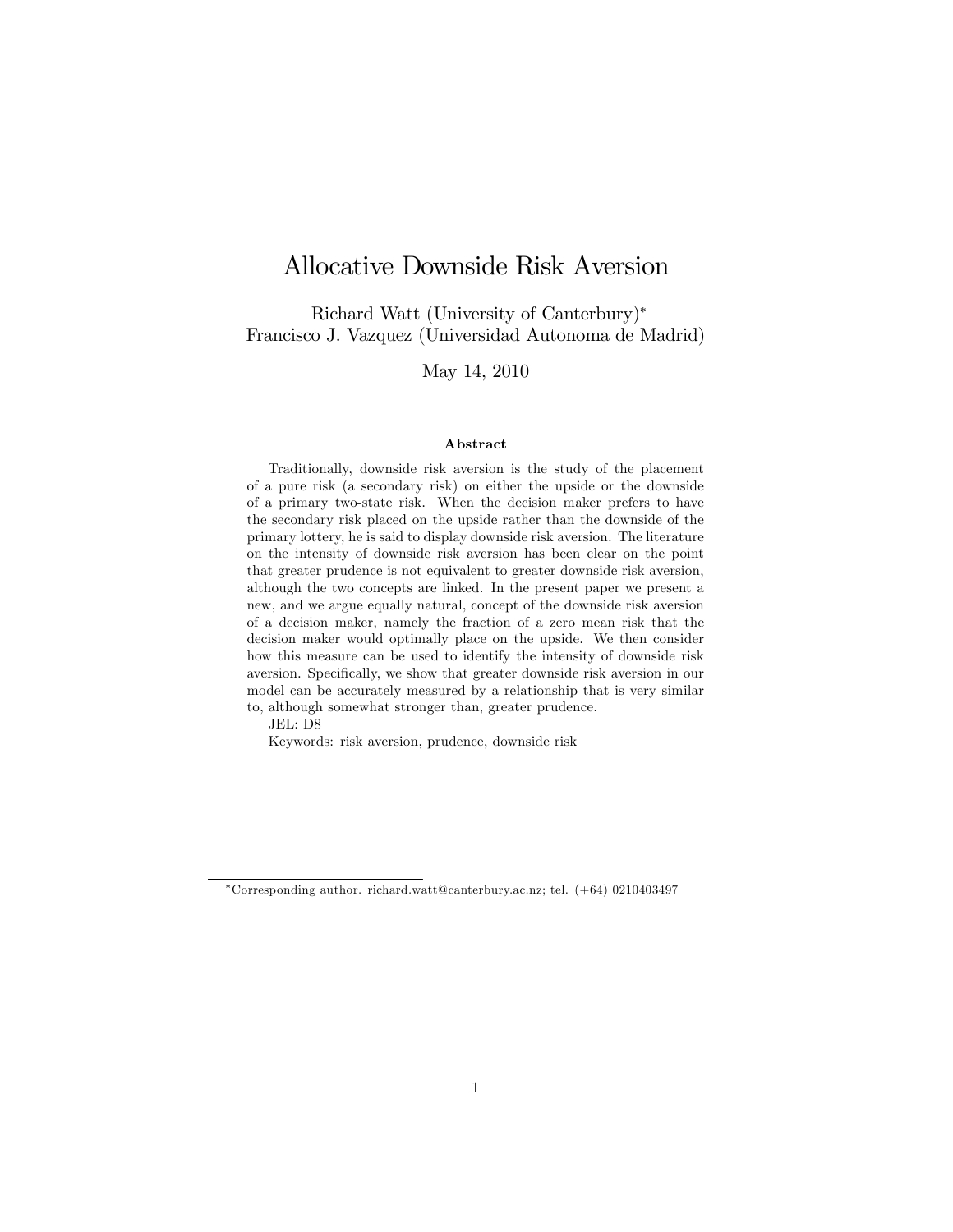# Allocative Downside Risk Aversion

Richard Watt (University of Canterbury)*
Francisco J. Vazquez (Universidad Autonoma de Madrid)

May 14, 2010

### Abstract

Traditionally, downside risk aversion is the study of the placement of a pure risk (a secondary risk) on either the upside or the downside of a primary two-state risk. When the decision maker prefers to have the secondary risk placed on the upside rather than the downside of the primary lottery, he is said to display downside risk aversion. The literature on the intensity of downside risk aversion has been clear on the point that greater prudence is not equivalent to greater downside risk aversion, although the two concepts are linked. In the present paper we present a new, and we argue equally natural, concept of the downside risk aversion of a decision maker, namely the fraction of a zero mean risk that the decision maker would optimally place on the upside. We then consider how this measure can be used to identify the intensity of downside risk aversion. Specifically, we show that greater downside risk aversion in our model can be accurately measured by a relationship that is very similar to, although somewhat stronger than, greater prudence.

JEL: D8

Keywords: risk aversion, prudence, downside risk

---

*Corresponding author. richard.watt@canterbury.ac.nz; tel. (+64) 0210403497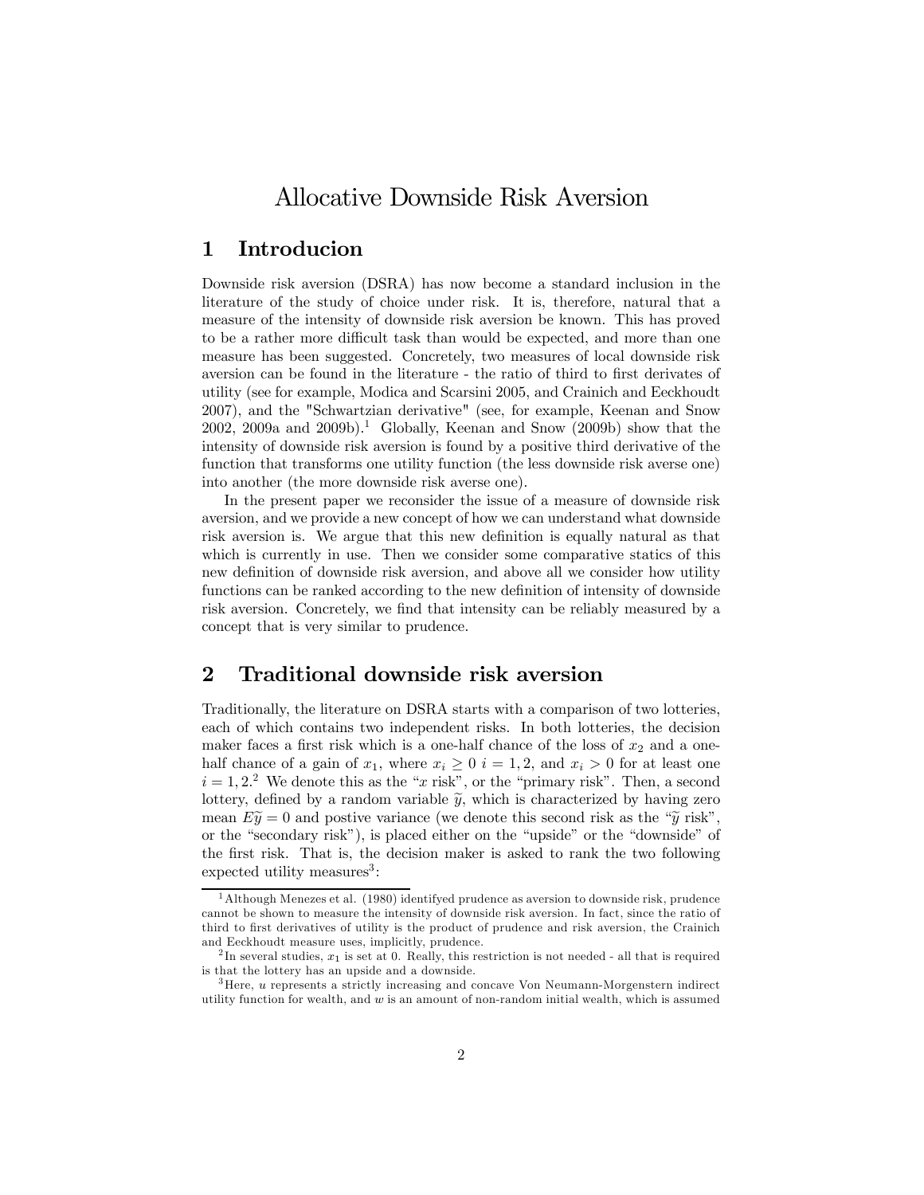# Allocative Downside Risk Aversion

## 1 Introducion

Downside risk aversion (DSRA) has now become a standard inclusion in the literature of the study of choice under risk. It is, therefore, natural that a measure of the intensity of downside risk aversion be known. This has proved to be a rather more difficult task than would be expected, and more than one measure has been suggested. Concretely, two measures of local downside risk aversion can be found in the literature - the ratio of third to first derivates of utility (see for example, Modica and Scarsini 2005, and Crainich and Eeckhoudt 2007), and the "Schwartzian derivative" (see, for example, Keenan and Snow 2002, 2009a and 2009b).[1] Globally, Keenan and Snow (2009b) show that the intensity of downside risk aversion is found by a positive third derivative of the function that transforms one utility function (the less downside risk averse one) into another (the more downside risk averse one).

In the present paper we reconsider the issue of a measure of downside risk aversion, and we provide a new concept of how we can understand what downside risk aversion is. We argue that this new definition is equally natural as that which is currently in use. Then we consider some comparative statics of this new definition of downside risk aversion, and above all we consider how utility functions can be ranked according to the new definition of intensity of downside risk aversion. Concretely, we find that intensity can be reliably measured by a concept that is very similar to prudence.

## 2 Traditional downside risk aversion

Traditionally, the literature on DSRA starts with a comparison of two lotteries, each of which contains two independent risks. In both lotteries, the decision maker faces a first risk which is a one-half chance of the loss of $x_2$ and a one-half chance of a gain of $x_1$, where $x_i \geq 0$ $i = 1, 2$, and $x_i > 0$ for at least one $i = 1, 2$.[2] We denote this as the "$x$ risk", or the "primary risk". Then, a second lottery, defined by a random variable $\widetilde{y}$, which is characterized by having zero mean $E\widetilde{y} = 0$ and postive variance (we denote this second risk as the "$\widetilde{y}$ risk", or the "secondary risk"), is placed either on the "upside" or the "downside" of the first risk. That is, the decision maker is asked to rank the two following expected utility measures[3]:

---

[1] Although Menezes et al. (1980) identifyed prudence as aversion to downside risk, prudence cannot be shown to measure the intensity of downside risk aversion. In fact, since the ratio of third to first derivatives of utility is the product of prudence and risk aversion, the Crainich and Eeckhoudt measure uses, implicitly, prudence.

[2] In several studies, $x_1$ is set at 0. Really, this restriction is not needed - all that is required is that the lottery has an upside and a downside.

[3] Here, $u$ represents a strictly increasing and concave Von Neumann-Morgenstern indirect utility function for wealth, and $w$ is an amount of non-random initial wealth, which is assumed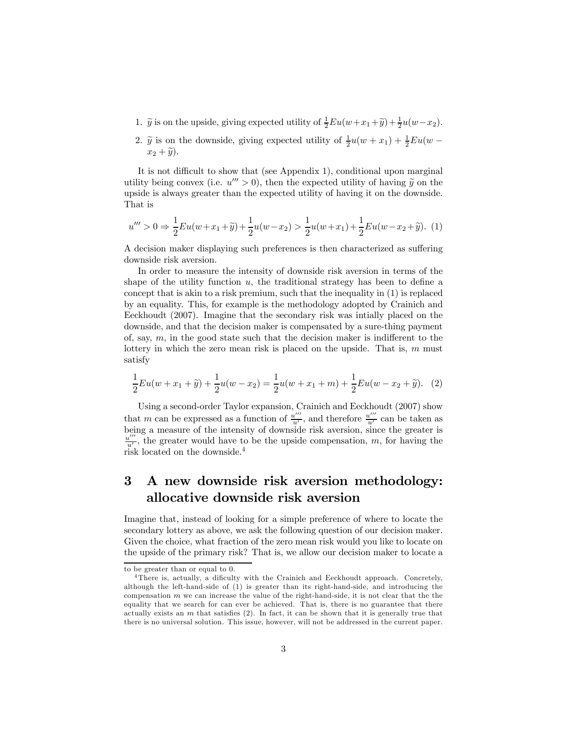1. $\widetilde{y}$ is on the upside, giving expected utility of $\frac{1}{2}Eu(w+x_1+\widetilde{y})+\frac{1}{2}u(w-x_2)$.
2. $\widetilde{y}$ is on the downside, giving expected utility of $\frac{1}{2}u(w+x_1)+\frac{1}{2}Eu(w-x_2+\widetilde{y})$.

It is not difficult to show that (see Appendix 1), conditional upon marginal utility being convex (i.e. $u''' > 0$), then the expected utility of having $\widetilde{y}$ on the upside is always greater than the expected utility of having it on the downside. That is

$$u''' > 0 \Rightarrow \frac{1}{2}Eu(w+x_1+\widetilde{y})+\frac{1}{2}u(w-x_2) > \frac{1}{2}u(w+x_1)+\frac{1}{2}Eu(w-x_2+\widetilde{y}). \quad (1)$$

A decision maker displaying such preferences is then characterized as suffering downside risk aversion.

In order to measure the intensity of downside risk aversion in terms of the shape of the utility function $u$, the traditional strategy has been to define a concept that is akin to a risk premium, such that the inequality in (1) is replaced by an equality. This, for example is the methodology adopted by Crainich and Eeckhoudt (2007). Imagine that the secondary risk was intially placed on the downside, and that the decision maker is compensated by a sure-thing payment of, say, $m$, in the good state such that the decision maker is indifferent to the lottery in which the zero mean risk is placed on the upside. That is, $m$ must satisfy

$$\frac{1}{2}Eu(w+x_1+\widetilde{y})+\frac{1}{2}u(w-x_2) = \frac{1}{2}u(w+x_1+m)+\frac{1}{2}Eu(w-x_2+\widetilde{y}). \quad (2)$$

Using a second-order Taylor expansion, Crainich and Eeckhoudt (2007) show that $m$ can be expressed as a function of $\frac{u'''}{u'}$, and therefore $\frac{u'''}{u'}$ can be taken as being a measure of the intensity of downside risk aversion, since the greater is $\frac{u'''}{u'}$, the greater would have to be the upside compensation, $m$, for having the risk located on the downside.[4]

## 3 A new downside risk aversion methodology: allocative downside risk aversion

Imagine that, instead of looking for a simple preference of where to locate the secondary lottery as above, we ask the following question of our decision maker. Given the choice, what fraction of the zero mean risk would you like to locate on the upside of the primary risk? That is, we allow our decision maker to locate a

---

to be greater than or equal to 0.

[4] There is, actually, a dificulty with the Crainich and Eeckhoudt approach. Concretely, although the left-hand-side of (1) is greater than its right-hand-side, and introducing the compensation $m$ we can increase the value of the right-hand-side, it is not clear that the the equality that we search for can ever be achieved. That is, there is no guarantee that there actually exists an $m$ that satisfies (2). In fact, it can be shown that it is generally true that there is no universal solution. This issue, however, will not be addressed in the current paper.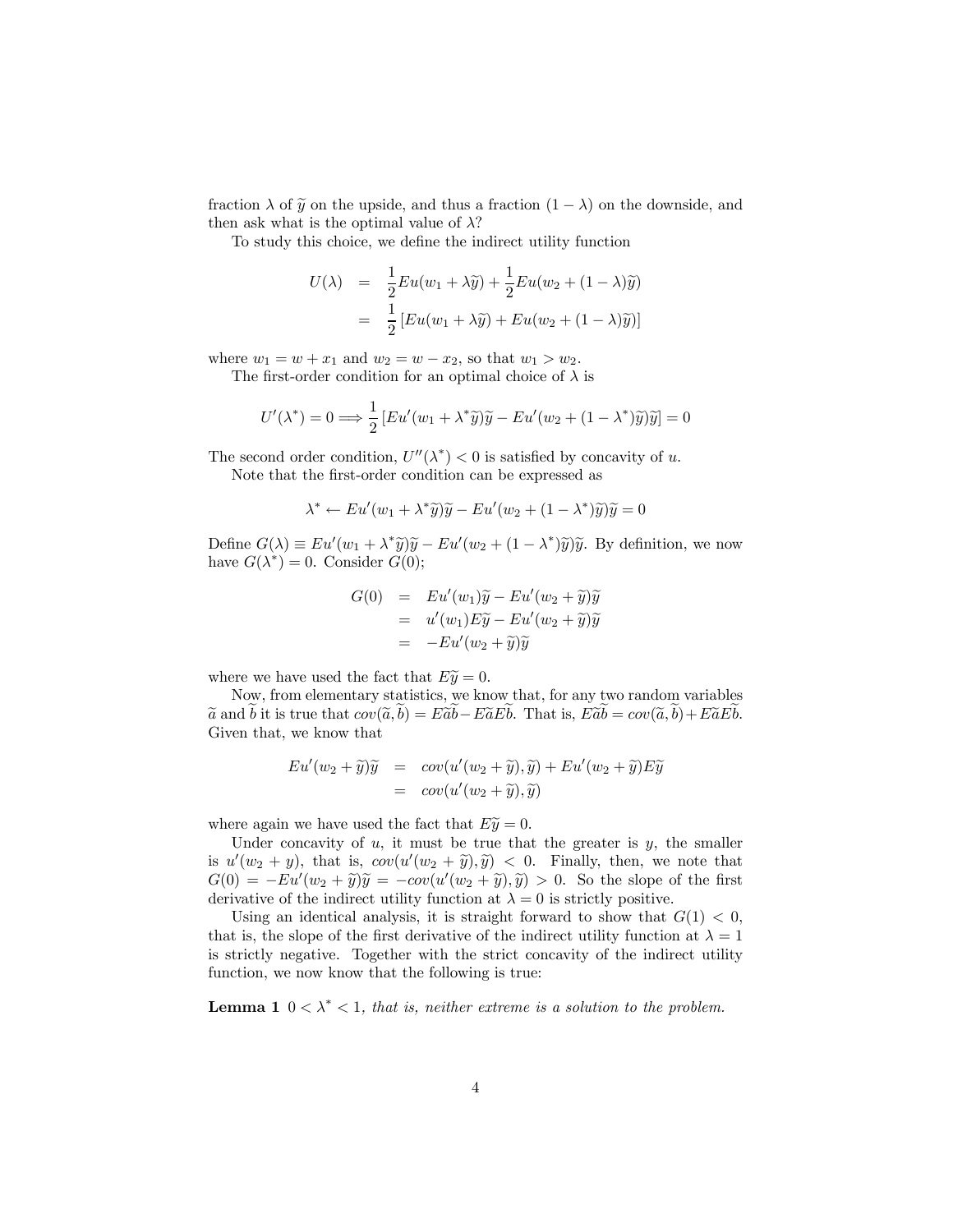fraction $\lambda$ of $\widetilde{y}$ on the upside, and thus a fraction $(1-\lambda)$ on the downside, and then ask what is the optimal value of $\lambda$?

To study this choice, we define the indirect utility function

$$
\begin{aligned}
U(\lambda) &= \frac{1}{2}Eu(w_1+\lambda\widetilde{y}) + \frac{1}{2}Eu(w_2+(1-\lambda)\widetilde{y}) \\
&= \frac{1}{2}\left[Eu(w_1+\lambda\widetilde{y}) + Eu(w_2+(1-\lambda)\widetilde{y})\right]
\end{aligned}
$$

where $w_1 = w + x_1$ and $w_2 = w - x_2$, so that $w_1 > w_2$.

The first-order condition for an optimal choice of $\lambda$ is

$$
U'(\lambda^*) = 0 \Longrightarrow \frac{1}{2}\left[Eu'(w_1+\lambda^*\widetilde{y})\widetilde{y} - Eu'(w_2+(1-\lambda^*)\widetilde{y})\widetilde{y}\right] = 0
$$

The second order condition, $U''(\lambda^*) < 0$ is satisfied by concavity of $u$.

Note that the first-order condition can be expressed as

$$
\lambda^* \leftarrow Eu'(w_1+\lambda^*\widetilde{y})\widetilde{y} - Eu'(w_2+(1-\lambda^*)\widetilde{y})\widetilde{y} = 0
$$

Define $G(\lambda) \equiv Eu'(w_1+\lambda^*\widetilde{y})\widetilde{y} - Eu'(w_2+(1-\lambda^*)\widetilde{y})\widetilde{y}$. By definition, we now have $G(\lambda^*) = 0$. Consider $G(0)$;

$$
\begin{aligned}
G(0) &= Eu'(w_1)\widetilde{y} - Eu'(w_2+\widetilde{y})\widetilde{y} \\
&= u'(w_1)E\widetilde{y} - Eu'(w_2+\widetilde{y})\widetilde{y} \\
&= -Eu'(w_2+\widetilde{y})\widetilde{y}
\end{aligned}
$$

where we have used the fact that $E\widetilde{y} = 0$.

Now, from elementary statistics, we know that, for any two random variables $\widetilde{a}$ and $\widetilde{b}$ it is true that $cov(\widetilde{a},\widetilde{b}) = E\widetilde{a}\widetilde{b} - E\widetilde{a}E\widetilde{b}$. That is, $E\widetilde{a}\widetilde{b} = cov(\widetilde{a},\widetilde{b}) + E\widetilde{a}E\widetilde{b}$. Given that, we know that

$$
\begin{aligned}
Eu'(w_2+\widetilde{y})\widetilde{y} &= cov(u'(w_2+\widetilde{y}),\widetilde{y}) + Eu'(w_2+\widetilde{y})E\widetilde{y} \\
&= cov(u'(w_2+\widetilde{y}),\widetilde{y})
\end{aligned}
$$

where again we have used the fact that $E\widetilde{y} = 0$.

Under concavity of $u$, it must be true that the greater is $y$, the smaller is $u'(w_2+y)$, that is, $cov(u'(w_2+\widetilde{y}),\widetilde{y}) < 0$. Finally, then, we note that $G(0) = -Eu'(w_2+\widetilde{y})\widetilde{y} = -cov(u'(w_2+\widetilde{y}),\widetilde{y}) > 0$. So the slope of the first derivative of the indirect utility function at $\lambda = 0$ is strictly positive.

Using an identical analysis, it is straight forward to show that $G(1) < 0$, that is, the slope of the first derivative of the indirect utility function at $\lambda = 1$ is strictly negative. Together with the strict concavity of the indirect utility function, we now know that the following is true:

**Lemma 1** *$0 < \lambda^* < 1$, that is, neither extreme is a solution to the problem.*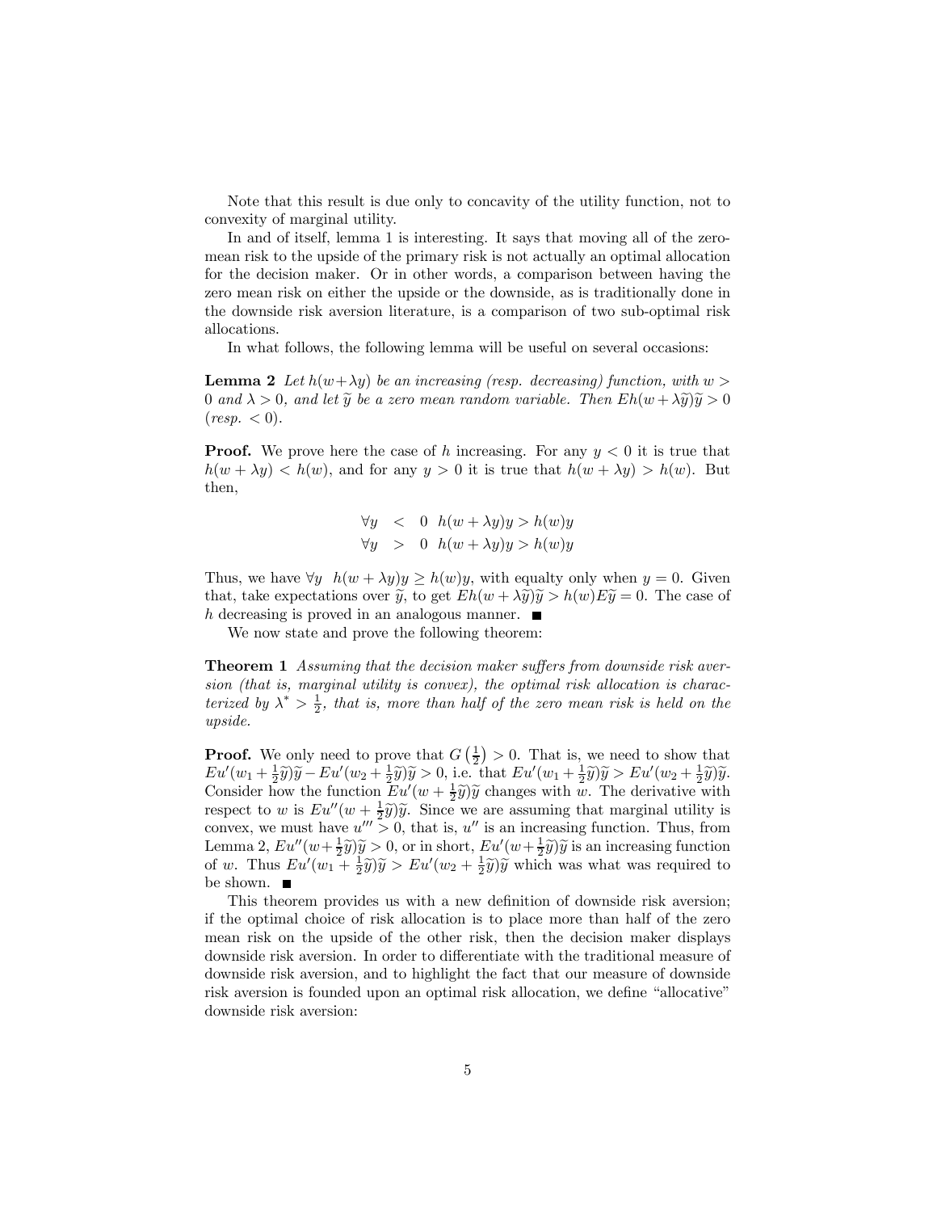Note that this result is due only to concavity of the utility function, not to convexity of marginal utility.

In and of itself, lemma 1 is interesting. It says that moving all of the zero-mean risk to the upside of the primary risk is not actually an optimal allocation for the decision maker. Or in other words, a comparison between having the zero mean risk on either the upside or the downside, as is traditionally done in the downside risk aversion literature, is a comparison of two sub-optimal risk allocations.

In what follows, the following lemma will be useful on several occasions:

**Lemma 2** *Let $h(w+\lambda y)$ be an increasing (resp. decreasing) function, with $w > 0$ and $\lambda > 0$, and let $\widetilde{y}$ be a zero mean random variable. Then $Eh(w+\lambda\widetilde{y})\widetilde{y} > 0$ (resp. $< 0$).*

**Proof.** We prove here the case of $h$ increasing. For any $y < 0$ it is true that $h(w+\lambda y) < h(w)$, and for any $y > 0$ it is true that $h(w+\lambda y) > h(w)$. But then,

$$\begin{aligned}\forall y &< 0 \;\; h(w+\lambda y)y > h(w)y \\ \forall y &> 0 \;\; h(w+\lambda y)y > h(w)y\end{aligned}$$

Thus, we have $\forall y \;\; h(w+\lambda y)y \geq h(w)y$, with equalty only when $y = 0$. Given that, take expectations over $\widetilde{y}$, to get $Eh(w+\lambda\widetilde{y})\widetilde{y} > h(w)E\widetilde{y} = 0$. The case of $h$ decreasing is proved in an analogous manner. ■

We now state and prove the following theorem:

**Theorem 1** *Assuming that the decision maker suffers from downside risk aversion (that is, marginal utility is convex), the optimal risk allocation is characterized by $\lambda^* > \frac{1}{2}$, that is, more than half of the zero mean risk is held on the upside.*

**Proof.** We only need to prove that $G\left(\frac{1}{2}\right) > 0$. That is, we need to show that $Eu'(w_1+\frac{1}{2}\widetilde{y})\widetilde{y} - Eu'(w_2+\frac{1}{2}\widetilde{y})\widetilde{y} > 0$, i.e. that $Eu'(w_1+\frac{1}{2}\widetilde{y})\widetilde{y} > Eu'(w_2+\frac{1}{2}\widetilde{y})\widetilde{y}$. Consider how the function $Eu'(w+\frac{1}{2}\widetilde{y})\widetilde{y}$ changes with $w$. The derivative with respect to $w$ is $Eu''(w+\frac{1}{2}\widetilde{y})\widetilde{y}$. Since we are assuming that marginal utility is convex, we must have $u''' > 0$, that is, $u''$ is an increasing function. Thus, from Lemma 2, $Eu''(w+\frac{1}{2}\widetilde{y})\widetilde{y} > 0$, or in short, $Eu'(w+\frac{1}{2}\widetilde{y})\widetilde{y}$ is an increasing function of $w$. Thus $Eu'(w_1+\frac{1}{2}\widetilde{y})\widetilde{y} > Eu'(w_2+\frac{1}{2}\widetilde{y})\widetilde{y}$ which was what was required to be shown. ■

This theorem provides us with a new definition of downside risk aversion; if the optimal choice of risk allocation is to place more than half of the zero mean risk on the upside of the other risk, then the decision maker displays downside risk aversion. In order to differentiate with the traditional measure of downside risk aversion, and to highlight the fact that our measure of downside risk aversion is founded upon an optimal risk allocation, we define "allocative" downside risk aversion: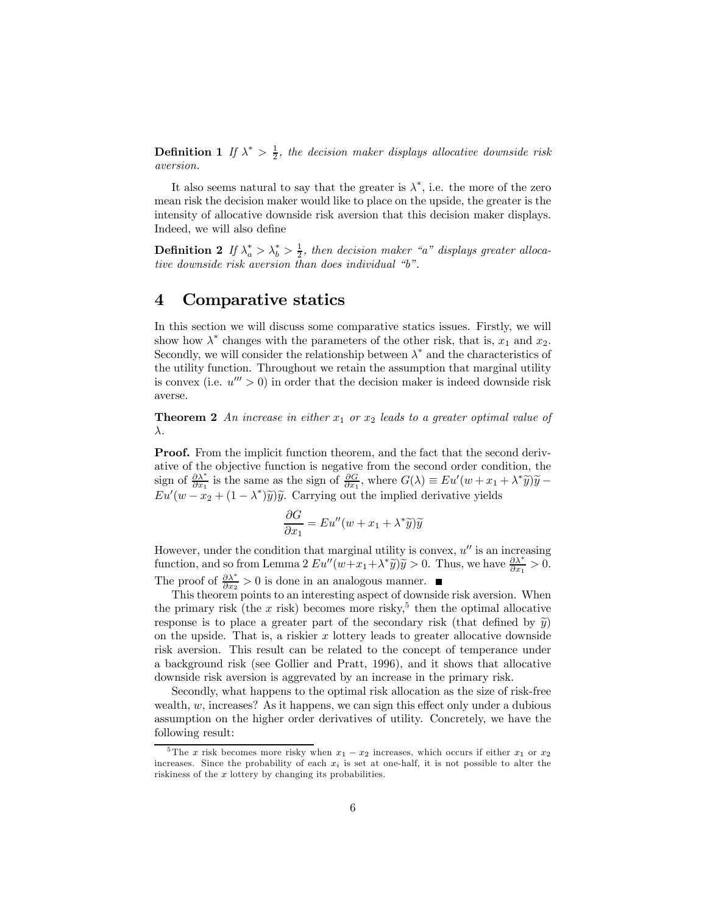**Definition 1** *If $\lambda^* > \frac{1}{2}$, the decision maker displays allocative downside risk aversion.*

It also seems natural to say that the greater is $\lambda^*$, i.e. the more of the zero mean risk the decision maker would like to place on the upside, the greater is the intensity of allocative downside risk aversion that this decision maker displays. Indeed, we will also define

**Definition 2** *If $\lambda_a^* > \lambda_b^* > \frac{1}{2}$, then decision maker "a" displays greater allocative downside risk aversion than does individual "b".*

# 4 Comparative statics

In this section we will discuss some comparative statics issues. Firstly, we will show how $\lambda^*$ changes with the parameters of the other risk, that is, $x_1$ and $x_2$. Secondly, we will consider the relationship between $\lambda^*$ and the characteristics of the utility function. Throughout we retain the assumption that marginal utility is convex (i.e. $u''' > 0$) in order that the decision maker is indeed downside risk averse.

**Theorem 2** *An increase in either $x_1$ or $x_2$ leads to a greater optimal value of $\lambda$.*

**Proof.** From the implicit function theorem, and the fact that the second derivative of the objective function is negative from the second order condition, the sign of $\frac{\partial \lambda^*}{\partial x_1}$ is the same as the sign of $\frac{\partial G}{\partial x_1}$, where $G(\lambda) \equiv Eu'(w + x_1 + \lambda^* \widetilde{y})\widetilde{y} - Eu'(w - x_2 + (1 - \lambda^*)\widetilde{y})\widetilde{y}$. Carrying out the implied derivative yields

$$\frac{\partial G}{\partial x_1} = Eu''(w + x_1 + \lambda^* \widetilde{y})\widetilde{y}$$

However, under the condition that marginal utility is convex, $u''$ is an increasing function, and so from Lemma 2 $Eu''(w+x_1+\lambda^*\widetilde{y})\widetilde{y} > 0$. Thus, we have $\frac{\partial \lambda^*}{\partial x_1} > 0$. The proof of $\frac{\partial \lambda^*}{\partial x_2} > 0$ is done in an analogous manner. ■

This theorem points to an interesting aspect of downside risk aversion. When the primary risk (the $x$ risk) becomes more risky,[5] then the optimal allocative response is to place a greater part of the secondary risk (that defined by $\widetilde{y}$) on the upside. That is, a riskier $x$ lottery leads to greater allocative downside risk aversion. This result can be related to the concept of temperance under a background risk (see Gollier and Pratt, 1996), and it shows that allocative downside risk aversion is aggrevated by an increase in the primary risk.

Secondly, what happens to the optimal risk allocation as the size of risk-free wealth, $w$, increases? As it happens, we can sign this effect only under a dubious assumption on the higher order derivatives of utility. Concretely, we have the following result:

[5] The $x$ risk becomes more risky when $x_1 - x_2$ increases, which occurs if either $x_1$ or $x_2$ increases. Since the probability of each $x_i$ is set at one-half, it is not possible to alter the riskiness of the $x$ lottery by changing its probabilities.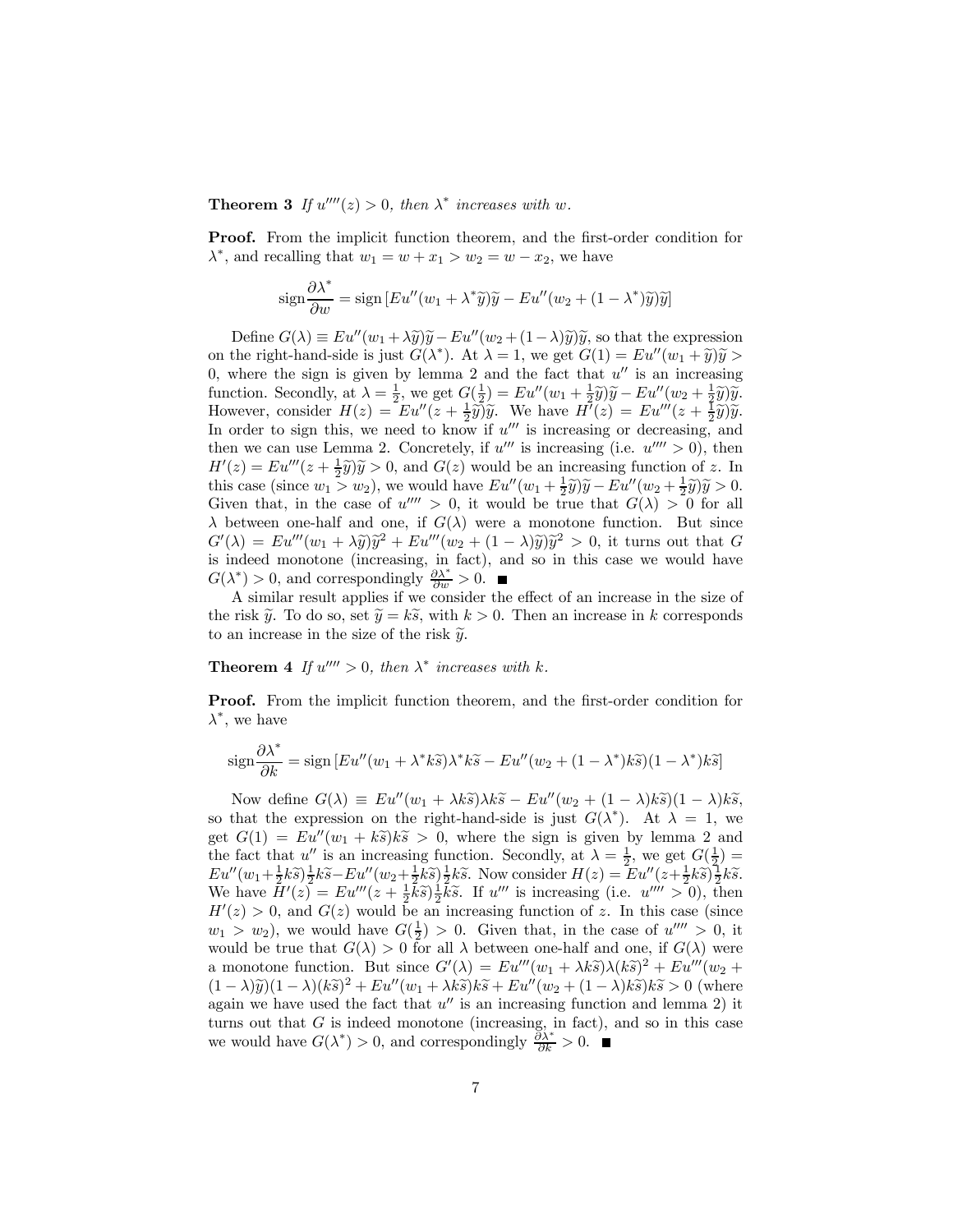**Theorem 3** *If $u''''(z) > 0$, then $\lambda^*$ increases with $w$.*

**Proof.** From the implicit function theorem, and the first-order condition for $\lambda^*$, and recalling that $w_1 = w + x_1 > w_2 = w - x_2$, we have

$$\text{sign}\frac{\partial \lambda^*}{\partial w} = \text{sign}\left[Eu''(w_1 + \lambda^* \widetilde{y})\widetilde{y} - Eu''(w_2 + (1 - \lambda^*)\widetilde{y})\widetilde{y}\right]$$

Define $G(\lambda) \equiv Eu''(w_1 + \lambda\widetilde{y})\widetilde{y} - Eu''(w_2 + (1-\lambda)\widetilde{y})\widetilde{y}$, so that the expression on the right-hand-side is just $G(\lambda^*)$. At $\lambda = 1$, we get $G(1) = Eu''(w_1 + \widetilde{y})\widetilde{y} > 0$, where the sign is given by lemma 2 and the fact that $u''$ is an increasing function. Secondly, at $\lambda = \frac{1}{2}$, we get $G(\frac{1}{2}) = Eu''(w_1 + \frac{1}{2}\widetilde{y})\widetilde{y} - Eu''(w_2 + \frac{1}{2}\widetilde{y})\widetilde{y}$. However, consider $H(z) = Eu''(z + \frac{1}{2}\widetilde{y})\widetilde{y}$. We have $H'(z) = Eu'''(z + \frac{1}{2}\widetilde{y})\widetilde{y}$. In order to sign this, we need to know if $u'''$ is increasing or decreasing, and then we can use Lemma 2. Concretely, if $u'''$ is increasing (i.e. $u'''' > 0$), then $H'(z) = Eu'''(z + \frac{1}{2}\widetilde{y})\widetilde{y} > 0$, and $G(z)$ would be an increasing function of $z$. In this case (since $w_1 > w_2$), we would have $Eu''(w_1 + \frac{1}{2}\widetilde{y})\widetilde{y} - Eu''(w_2 + \frac{1}{2}\widetilde{y})\widetilde{y} > 0$. Given that, in the case of $u'''' > 0$, it would be true that $G(\lambda) > 0$ for all $\lambda$ between one-half and one, if $G(\lambda)$ were a monotone function. But since $G'(\lambda) = Eu'''(w_1 + \lambda\widetilde{y})\widetilde{y}^2 + Eu'''(w_2 + (1-\lambda)\widetilde{y})\widetilde{y}^2 > 0$, it turns out that $G$ is indeed monotone (increasing, in fact), and so in this case we would have $G(\lambda^*) > 0$, and correspondingly $\frac{\partial \lambda^*}{\partial w} > 0$. ■

A similar result applies if we consider the effect of an increase in the size of the risk $\widetilde{y}$. To do so, set $\widetilde{y} = k\widetilde{s}$, with $k > 0$. Then an increase in $k$ corresponds to an increase in the size of the risk $\widetilde{y}$.

**Theorem 4** *If $u'''' > 0$, then $\lambda^*$ increases with $k$.*

**Proof.** From the implicit function theorem, and the first-order condition for $\lambda^*$, we have

$$\text{sign}\frac{\partial \lambda^*}{\partial k} = \text{sign}\left[Eu''(w_1 + \lambda^* k\widetilde{s})\lambda^* k\widetilde{s} - Eu''(w_2 + (1 - \lambda^*)k\widetilde{s})(1 - \lambda^*)k\widetilde{s}\right]$$

Now define $G(\lambda) \equiv Eu''(w_1 + \lambda k\widetilde{s})\lambda k\widetilde{s} - Eu''(w_2 + (1-\lambda)k\widetilde{s})(1-\lambda)k\widetilde{s}$, so that the expression on the right-hand-side is just $G(\lambda^*)$. At $\lambda = 1$, we get $G(1) = Eu''(w_1 + k\widetilde{s})k\widetilde{s} > 0$, where the sign is given by lemma 2 and the fact that $u''$ is an increasing function. Secondly, at $\lambda = \frac{1}{2}$, we get $G(\frac{1}{2}) = Eu''(w_1 + \frac{1}{2}k\widetilde{s})\frac{1}{2}k\widetilde{s} - Eu''(w_2 + \frac{1}{2}k\widetilde{s})\frac{1}{2}k\widetilde{s}$. Now consider $H(z) = Eu''(z + \frac{1}{2}k\widetilde{s})\frac{1}{2}k\widetilde{s}$. We have $H'(z) = Eu'''(z + \frac{1}{2}k\widetilde{s})\frac{1}{2}k\widetilde{s}$. If $u'''$ is increasing (i.e. $u'''' > 0$), then $H'(z) > 0$, and $G(z)$ would be an increasing function of $z$. In this case (since $w_1 > w_2$), we would have $G(\frac{1}{2}) > 0$. Given that, in the case of $u'''' > 0$, it would be true that $G(\lambda) > 0$ for all $\lambda$ between one-half and one, if $G(\lambda)$ were a monotone function. But since $G'(\lambda) = Eu'''(w_1 + \lambda k\widetilde{s})\lambda(k\widetilde{s})^2 + Eu'''(w_2 + (1-\lambda)\widetilde{y})(1-\lambda)(k\widetilde{s})^2 + Eu''(w_1 + \lambda k\widetilde{s})k\widetilde{s} + Eu''(w_2 + (1-\lambda)k\widetilde{s})k\widetilde{s} > 0$ (where again we have used the fact that $u''$ is an increasing function and lemma 2) it turns out that $G$ is indeed monotone (increasing, in fact), and so in this case we would have $G(\lambda^*) > 0$, and correspondingly $\frac{\partial \lambda^*}{\partial k} > 0$. ■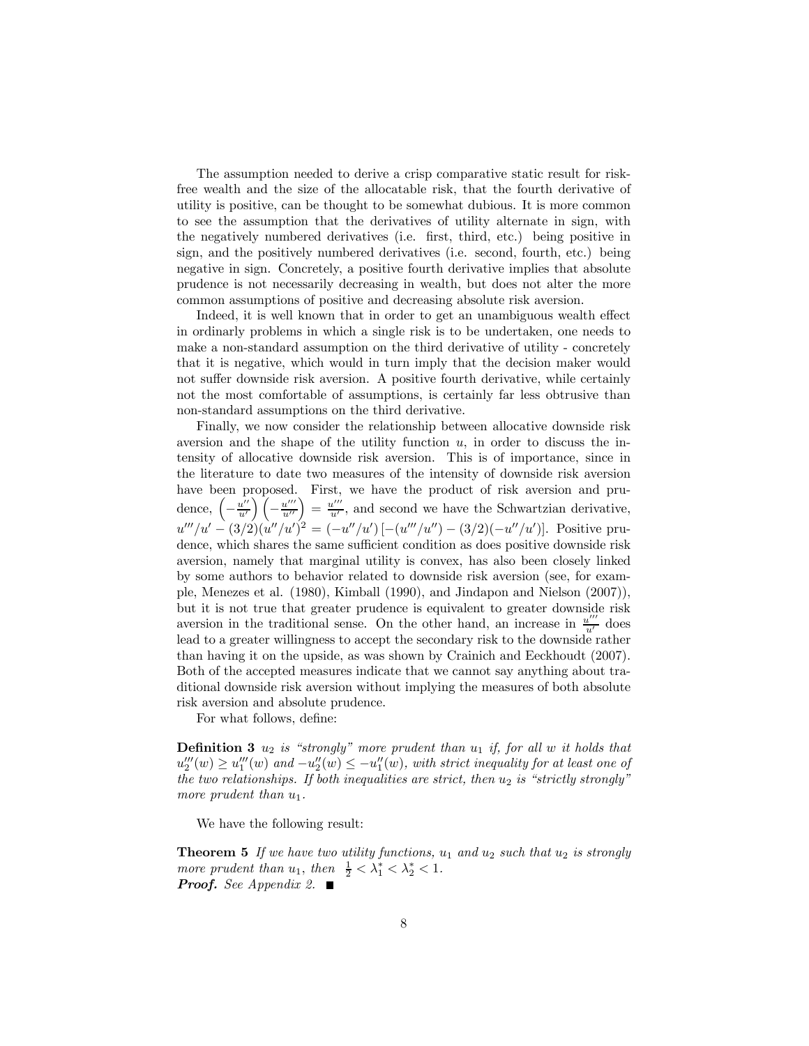The assumption needed to derive a crisp comparative static result for risk-free wealth and the size of the allocatable risk, that the fourth derivative of utility is positive, can be thought to be somewhat dubious. It is more common to see the assumption that the derivatives of utility alternate in sign, with the negatively numbered derivatives (i.e. first, third, etc.) being positive in sign, and the positively numbered derivatives (i.e. second, fourth, etc.) being negative in sign. Concretely, a positive fourth derivative implies that absolute prudence is not necessarily decreasing in wealth, but does not alter the more common assumptions of positive and decreasing absolute risk aversion.

Indeed, it is well known that in order to get an unambiguous wealth effect in ordinarly problems in which a single risk is to be undertaken, one needs to make a non-standard assumption on the third derivative of utility - concretely that it is negative, which would in turn imply that the decision maker would not suffer downside risk aversion. A positive fourth derivative, while certainly not the most comfortable of assumptions, is certainly far less obtrusive than non-standard assumptions on the third derivative.

Finally, we now consider the relationship between allocative downside risk aversion and the shape of the utility function $u$, in order to discuss the intensity of allocative downside risk aversion. This is of importance, since in the literature to date two measures of the intensity of downside risk aversion have been proposed. First, we have the product of risk aversion and prudence, $\left(-\frac{u''}{u'}\right)\left(-\frac{u'''}{u''}\right) = \frac{u'''}{u'}$, and second we have the Schwartzian derivative, $u'''/u' - (3/2)(u''/u')^2 = (-u''/u')\left[-(u'''/u'') - (3/2)(-u''/u')\right]$. Positive prudence, which shares the same sufficient condition as does positive downside risk aversion, namely that marginal utility is convex, has also been closely linked by some authors to behavior related to downside risk aversion (see, for example, Menezes et al. (1980), Kimball (1990), and Jindapon and Nielson (2007)), but it is not true that greater prudence is equivalent to greater downside risk aversion in the traditional sense. On the other hand, an increase in $\frac{u'''}{u'}$ does lead to a greater willingness to accept the secondary risk to the downside rather than having it on the upside, as was shown by Crainich and Eeckhoudt (2007). Both of the accepted measures indicate that we cannot say anything about traditional downside risk aversion without implying the measures of both absolute risk aversion and absolute prudence.

For what follows, define:

**Definition 3** *$u_2$ is "strongly" more prudent than $u_1$ if, for all $w$ it holds that $u_2'''(w) \geq u_1'''(w)$ and $-u_2''(w) \leq -u_1''(w)$, with strict inequality for at least one of the two relationships. If both inequalities are strict, then $u_2$ is "strictly strongly" more prudent than $u_1$.*

We have the following result:

**Theorem 5** *If we have two utility functions, $u_1$ and $u_2$ such that $u_2$ is strongly more prudent than $u_1$, then $\frac{1}{2} < \lambda_1^* < \lambda_2^* < 1$.*
***Proof.*** *See Appendix 2.* ■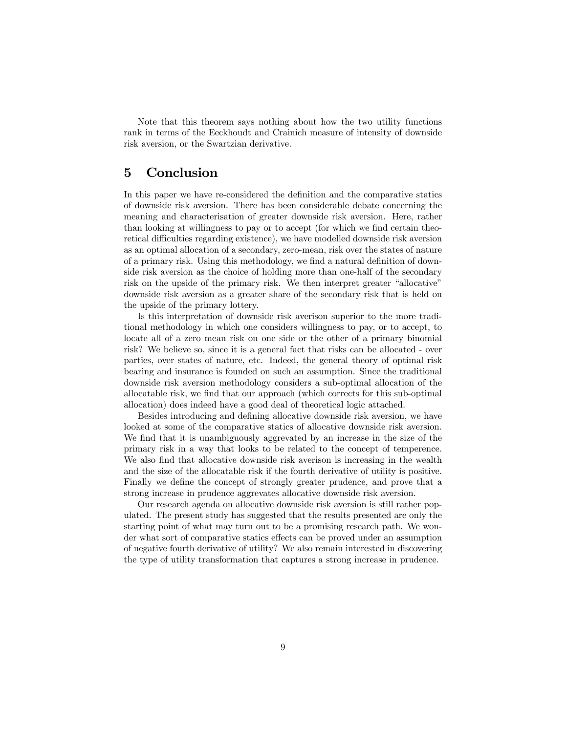Note that this theorem says nothing about how the two utility functions rank in terms of the Eeckhoudt and Crainich measure of intensity of downside risk aversion, or the Swartzian derivative.

## 5 Conclusion

In this paper we have re-considered the definition and the comparative statics of downside risk aversion. There has been considerable debate concerning the meaning and characterisation of greater downside risk aversion. Here, rather than looking at willingness to pay or to accept (for which we find certain theoretical difficulties regarding existence), we have modelled downside risk aversion as an optimal allocation of a secondary, zero-mean, risk over the states of nature of a primary risk. Using this methodology, we find a natural definition of downside risk aversion as the choice of holding more than one-half of the secondary risk on the upside of the primary risk. We then interpret greater "allocative" downside risk aversion as a greater share of the secondary risk that is held on the upside of the primary lottery.

Is this interpretation of downside risk averison superior to the more traditional methodology in which one considers willingness to pay, or to accept, to locate all of a zero mean risk on one side or the other of a primary binomial risk? We believe so, since it is a general fact that risks can be allocated - over parties, over states of nature, etc. Indeed, the general theory of optimal risk bearing and insurance is founded on such an assumption. Since the traditional downside risk aversion methodology considers a sub-optimal allocation of the allocatable risk, we find that our approach (which corrects for this sub-optimal allocation) does indeed have a good deal of theoretical logic attached.

Besides introducing and defining allocative downside risk aversion, we have looked at some of the comparative statics of allocative downside risk aversion. We find that it is unambiguously aggrevated by an increase in the size of the primary risk in a way that looks to be related to the concept of temperence. We also find that allocative downside risk averison is increasing in the wealth and the size of the allocatable risk if the fourth derivative of utility is positive. Finally we define the concept of strongly greater prudence, and prove that a strong increase in prudence aggrevates allocative downside risk aversion.

Our research agenda on allocative downside risk aversion is still rather populated. The present study has suggested that the results presented are only the starting point of what may turn out to be a promising research path. We wonder what sort of comparative statics effects can be proved under an assumption of negative fourth derivative of utility? We also remain interested in discovering the type of utility transformation that captures a strong increase in prudence.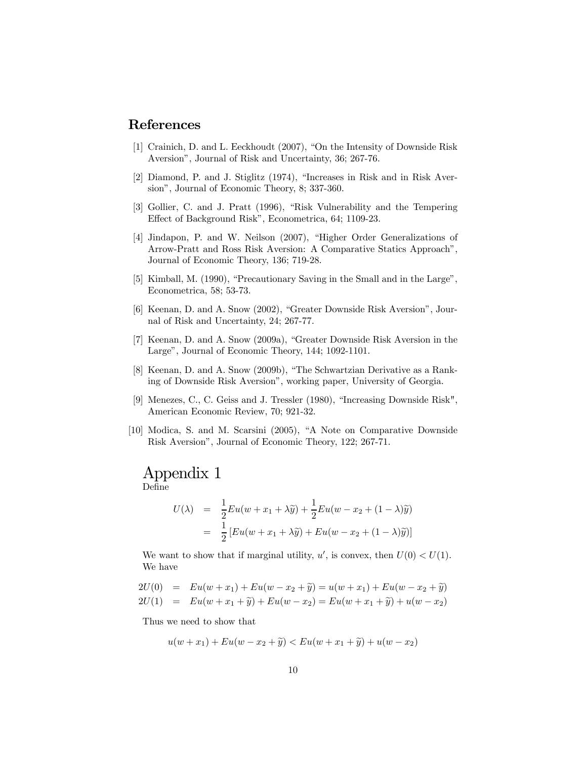## References

[1] Crainich, D. and L. Eeckhoudt (2007), "On the Intensity of Downside Risk Aversion", Journal of Risk and Uncertainty, 36; 267-76.

[2] Diamond, P. and J. Stiglitz (1974), "Increases in Risk and in Risk Aversion", Journal of Economic Theory, 8; 337-360.

[3] Gollier, C. and J. Pratt (1996), "Risk Vulnerability and the Tempering Effect of Background Risk", Econometrica, 64; 1109-23.

[4] Jindapon, P. and W. Neilson (2007), "Higher Order Generalizations of Arrow-Pratt and Ross Risk Aversion: A Comparative Statics Approach", Journal of Economic Theory, 136; 719-28.

[5] Kimball, M. (1990), "Precautionary Saving in the Small and in the Large", Econometrica, 58; 53-73.

[6] Keenan, D. and A. Snow (2002), "Greater Downside Risk Aversion", Journal of Risk and Uncertainty, 24; 267-77.

[7] Keenan, D. and A. Snow (2009a), "Greater Downside Risk Aversion in the Large", Journal of Economic Theory, 144; 1092-1101.

[8] Keenan, D. and A. Snow (2009b), "The Schwartzian Derivative as a Ranking of Downside Risk Aversion", working paper, University of Georgia.

[9] Menezes, C., C. Geiss and J. Tressler (1980), "Increasing Downside Risk", American Economic Review, 70; 921-32.

[10] Modica, S. and M. Scarsini (2005), "A Note on Comparative Downside Risk Aversion", Journal of Economic Theory, 122; 267-71.

# Appendix 1

Define

$$
\begin{aligned}
U(\lambda) &= \frac{1}{2}Eu(w + x_1 + \lambda\widetilde{y}) + \frac{1}{2}Eu(w - x_2 + (1-\lambda)\widetilde{y}) \\
&= \frac{1}{2}\left[Eu(w + x_1 + \lambda\widetilde{y}) + Eu(w - x_2 + (1-\lambda)\widetilde{y})\right]
\end{aligned}
$$

We want to show that if marginal utility, $u'$, is convex, then $U(0) < U(1)$. We have

$$
\begin{aligned}
2U(0) &= Eu(w + x_1) + Eu(w - x_2 + \widetilde{y}) = u(w + x_1) + Eu(w - x_2 + \widetilde{y}) \\
2U(1) &= Eu(w + x_1 + \widetilde{y}) + Eu(w - x_2) = Eu(w + x_1 + \widetilde{y}) + u(w - x_2)
\end{aligned}
$$

Thus we need to show that

$$
u(w + x_1) + Eu(w - x_2 + \widetilde{y}) < Eu(w + x_1 + \widetilde{y}) + u(w - x_2)
$$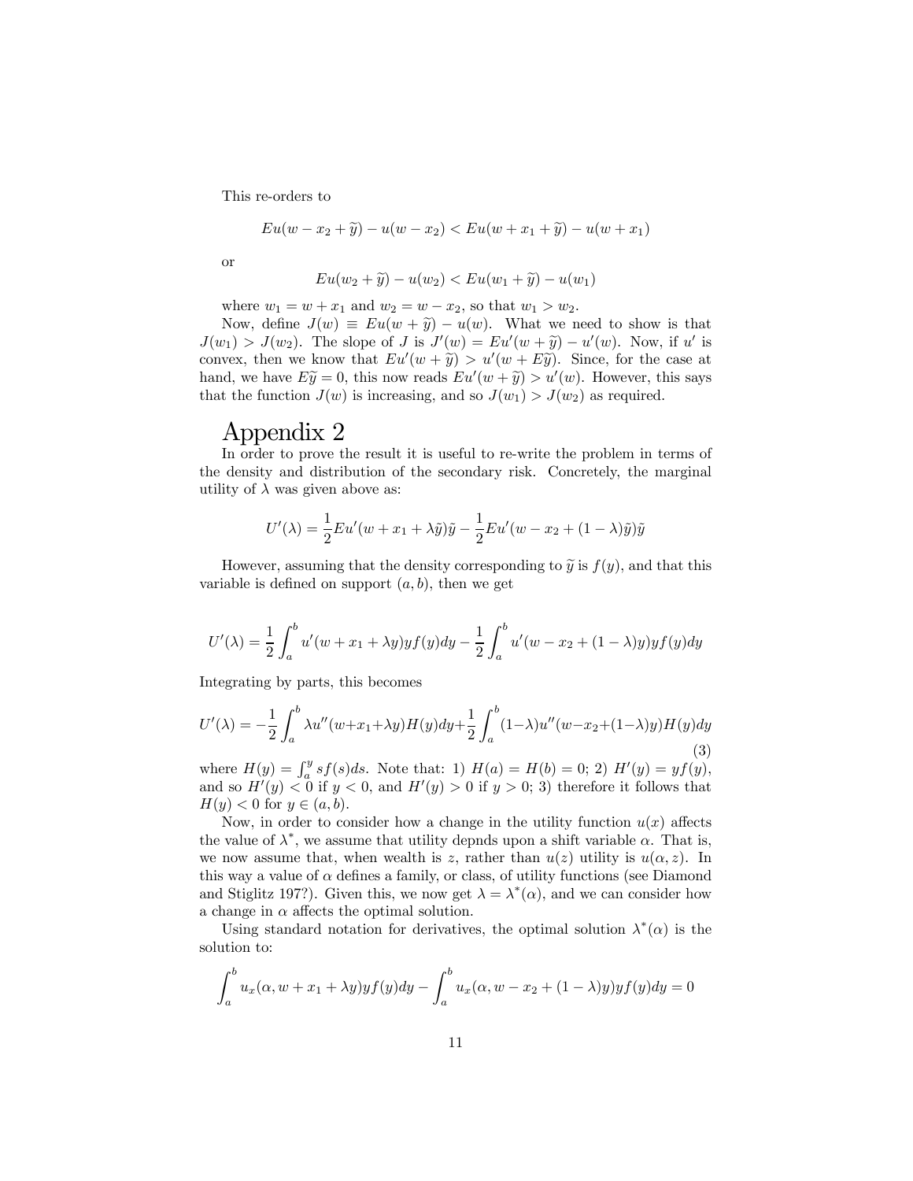This re-orders to

$$Eu(w - x_2 + \widetilde{y}) - u(w - x_2) < Eu(w + x_1 + \widetilde{y}) - u(w + x_1)$$

or

$$Eu(w_2 + \widetilde{y}) - u(w_2) < Eu(w_1 + \widetilde{y}) - u(w_1)$$

where $w_1 = w + x_1$ and $w_2 = w - x_2$, so that $w_1 > w_2$.

Now, define $J(w) \equiv Eu(w + \widetilde{y}) - u(w)$. What we need to show is that $J(w_1) > J(w_2)$. The slope of $J$ is $J'(w) = Eu'(w + \widetilde{y}) - u'(w)$. Now, if $u'$ is convex, then we know that $Eu'(w + \widetilde{y}) > u'(w + E\widetilde{y})$. Since, for the case at hand, we have $E\widetilde{y} = 0$, this now reads $Eu'(w + \widetilde{y}) > u'(w)$. However, this says that the function $J(w)$ is increasing, and so $J(w_1) > J(w_2)$ as required.

# Appendix 2

In order to prove the result it is useful to re-write the problem in terms of the density and distribution of the secondary risk. Concretely, the marginal utility of $\lambda$ was given above as:

$$U'(\lambda) = \frac{1}{2}Eu'(w + x_1 + \lambda\widetilde{y})\widetilde{y} - \frac{1}{2}Eu'(w - x_2 + (1 - \lambda)\widetilde{y})\widetilde{y}$$

However, assuming that the density corresponding to $\widetilde{y}$ is $f(y)$, and that this variable is defined on support $(a, b)$, then we get

$$U'(\lambda) = \frac{1}{2}\int_a^b u'(w + x_1 + \lambda y)yf(y)dy - \frac{1}{2}\int_a^b u'(w - x_2 + (1 - \lambda)y)yf(y)dy$$

Integrating by parts, this becomes

$$U'(\lambda) = -\frac{1}{2}\int_a^b \lambda u''(w+x_1+\lambda y)H(y)dy + \frac{1}{2}\int_a^b (1-\lambda)u''(w-x_2+(1-\lambda)y)H(y)dy \tag{3}$$

where $H(y) = \int_a^y sf(s)ds$. Note that: 1) $H(a) = H(b) = 0$; 2) $H'(y) = yf(y)$, and so $H'(y) < 0$ if $y < 0$, and $H'(y) > 0$ if $y > 0$; 3) therefore it follows that $H(y) < 0$ for $y \in (a, b)$.

Now, in order to consider how a change in the utility function $u(x)$ affects the value of $\lambda^*$, we assume that utility depnds upon a shift variable $\alpha$. That is, we now assume that, when wealth is $z$, rather than $u(z)$ utility is $u(\alpha, z)$. In this way a value of $\alpha$ defines a family, or class, of utility functions (see Diamond and Stiglitz 197?). Given this, we now get $\lambda = \lambda^*(\alpha)$, and we can consider how a change in $\alpha$ affects the optimal solution.

Using standard notation for derivatives, the optimal solution $\lambda^*(\alpha)$ is the solution to:

$$\int_a^b u_x(\alpha, w + x_1 + \lambda y)yf(y)dy - \int_a^b u_x(\alpha, w - x_2 + (1 - \lambda)y)yf(y)dy = 0$$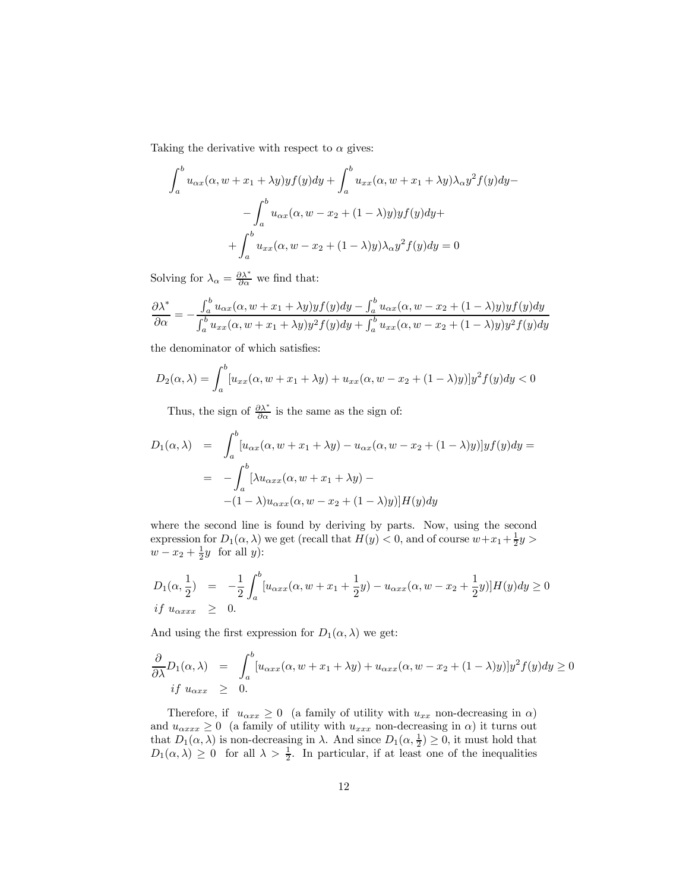Taking the derivative with respect to $\alpha$ gives:

$$
\begin{gathered}
\int_a^b u_{\alpha x}(\alpha, w + x_1 + \lambda y) y f(y) dy + \int_a^b u_{xx}(\alpha, w + x_1 + \lambda y) \lambda_\alpha y^2 f(y) dy - \\
- \int_a^b u_{\alpha x}(\alpha, w - x_2 + (1-\lambda) y) y f(y) dy + \\
+ \int_a^b u_{xx}(\alpha, w - x_2 + (1-\lambda) y) \lambda_\alpha y^2 f(y) dy = 0
\end{gathered}
$$

Solving for $\lambda_\alpha = \frac{\partial \lambda^*}{\partial \alpha}$ we find that:

$$
\frac{\partial \lambda^*}{\partial \alpha} = - \frac{\int_a^b u_{\alpha x}(\alpha, w + x_1 + \lambda y) y f(y) dy - \int_a^b u_{\alpha x}(\alpha, w - x_2 + (1-\lambda) y) y f(y) dy}{\int_a^b u_{xx}(\alpha, w + x_1 + \lambda y) y^2 f(y) dy + \int_a^b u_{xx}(\alpha, w - x_2 + (1-\lambda) y) y^2 f(y) dy}
$$

the denominator of which satisfies:

$$
D_2(\alpha, \lambda) = \int_a^b [u_{xx}(\alpha, w + x_1 + \lambda y) + u_{xx}(\alpha, w - x_2 + (1-\lambda) y)] y^2 f(y) dy < 0
$$

Thus, the sign of $\frac{\partial \lambda^*}{\partial \alpha}$ is the same as the sign of:

$$
\begin{aligned}
D_1(\alpha, \lambda) &= \int_a^b [u_{\alpha x}(\alpha, w + x_1 + \lambda y) - u_{\alpha x}(\alpha, w - x_2 + (1-\lambda) y)] y f(y) dy = \\
&= - \int_a^b [\lambda u_{\alpha xx}(\alpha, w + x_1 + \lambda y) - \\
&\quad -(1-\lambda) u_{\alpha xx}(\alpha, w - x_2 + (1-\lambda) y)] H(y) dy
\end{aligned}
$$

where the second line is found by deriving by parts. Now, using the second expression for $D_1(\alpha, \lambda)$ we get (recall that $H(y) < 0$, and of course $w + x_1 + \frac{1}{2} y > w - x_2 + \frac{1}{2} y$ for all $y$):

$$
\begin{aligned}
D_1(\alpha, \frac{1}{2}) &= -\frac{1}{2} \int_a^b [u_{\alpha xx}(\alpha, w + x_1 + \frac{1}{2} y) - u_{\alpha xx}(\alpha, w - x_2 + \frac{1}{2} y)] H(y) dy \geq 0 \\
if\ u_{\alpha xxx} &\geq 0.
\end{aligned}
$$

And using the first expression for $D_1(\alpha, \lambda)$ we get:

$$
\begin{aligned}
\frac{\partial}{\partial \lambda} D_1(\alpha, \lambda) &= \int_a^b [u_{\alpha xx}(\alpha, w + x_1 + \lambda y) + u_{\alpha xx}(\alpha, w - x_2 + (1-\lambda) y)] y^2 f(y) dy \geq 0 \\
if\ u_{\alpha xx} &\geq 0.
\end{aligned}
$$

Therefore, if $u_{\alpha xx} \geq 0$ (a family of utility with $u_{xx}$ non-decreasing in $\alpha$) and $u_{\alpha xxx} \geq 0$ (a family of utility with $u_{xxx}$ non-decreasing in $\alpha$) it turns out that $D_1(\alpha, \lambda)$ is non-decreasing in $\lambda$. And since $D_1(\alpha, \frac{1}{2}) \geq 0$, it must hold that $D_1(\alpha, \lambda) \geq 0$ for all $\lambda > \frac{1}{2}$. In particular, if at least one of the inequalities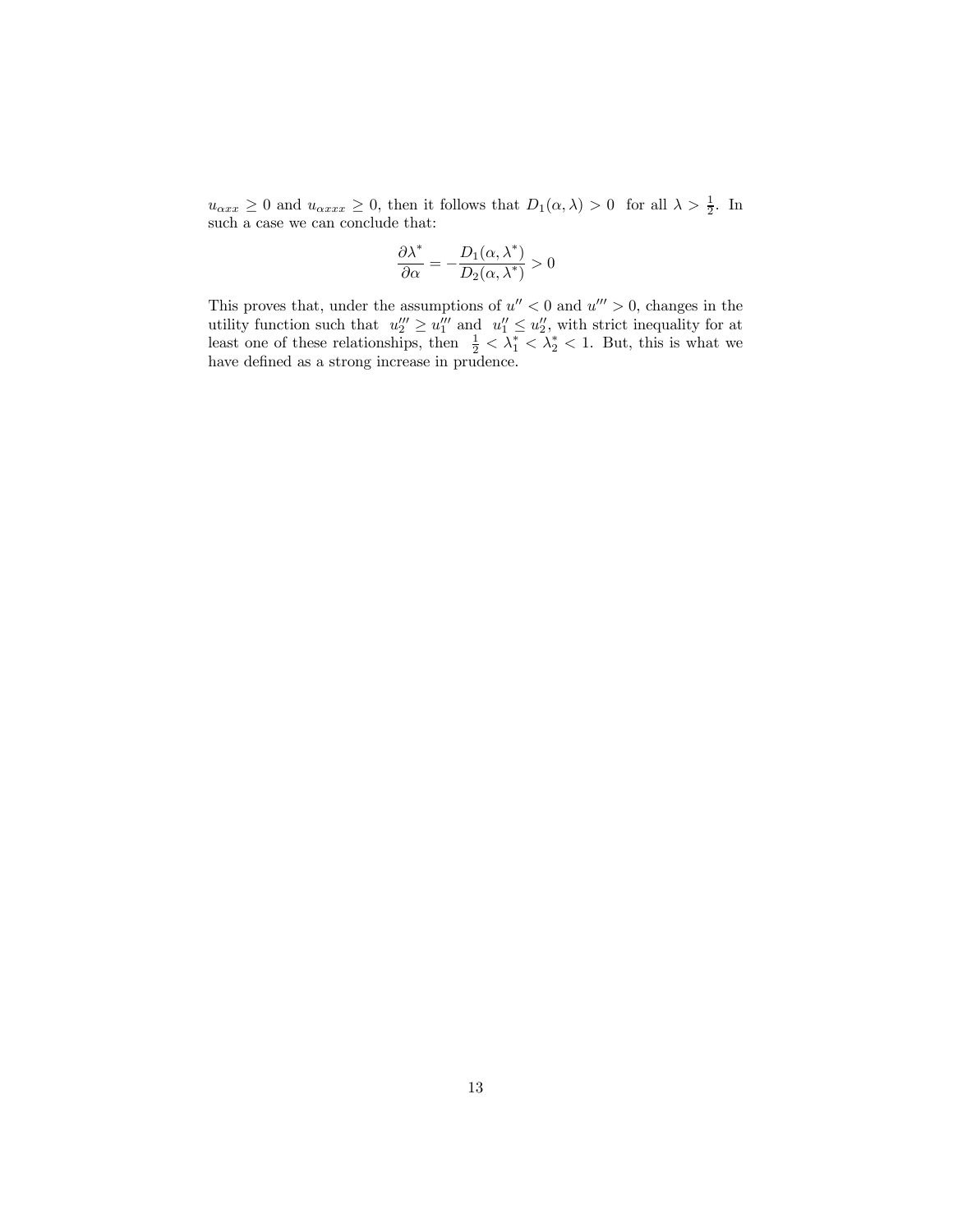$u_{\alpha xx} \geq 0$ and $u_{\alpha xxx} \geq 0$, then it follows that $D_1(\alpha, \lambda) > 0$ for all $\lambda > \frac{1}{2}$. In such a case we can conclude that:

$$\frac{\partial \lambda^*}{\partial \alpha} = -\frac{D_1(\alpha, \lambda^*)}{D_2(\alpha, \lambda^*)} > 0$$

This proves that, under the assumptions of $u'' < 0$ and $u''' > 0$, changes in the utility function such that $u_2''' \geq u_1'''$ and $u_1'' \leq u_2''$, with strict inequality for at least one of these relationships, then $\frac{1}{2} < \lambda_1^* < \lambda_2^* < 1$. But, this is what we have defined as a strong increase in prudence.